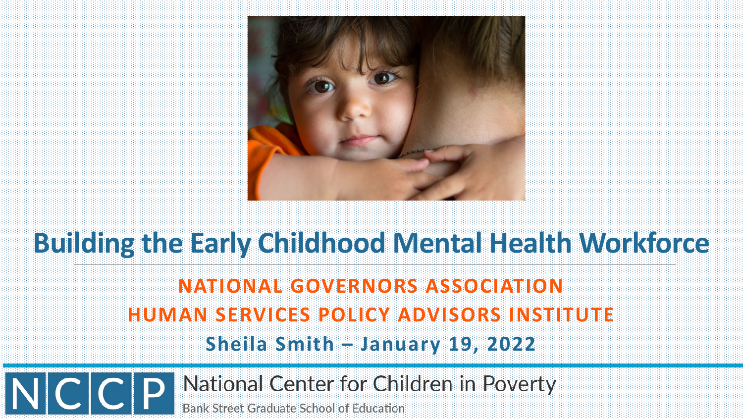# Building the Early Childhood Mental Health Workforce

**NATIONAL GOVERNORS ASSOCIATION**

**HUMAN SERVICES POLICY ADVISORS INSTITUTE**

**Sheila Smith – January 19, 2022**

NCCP National Center for Children in Poverty

Bank Street Graduate School of Education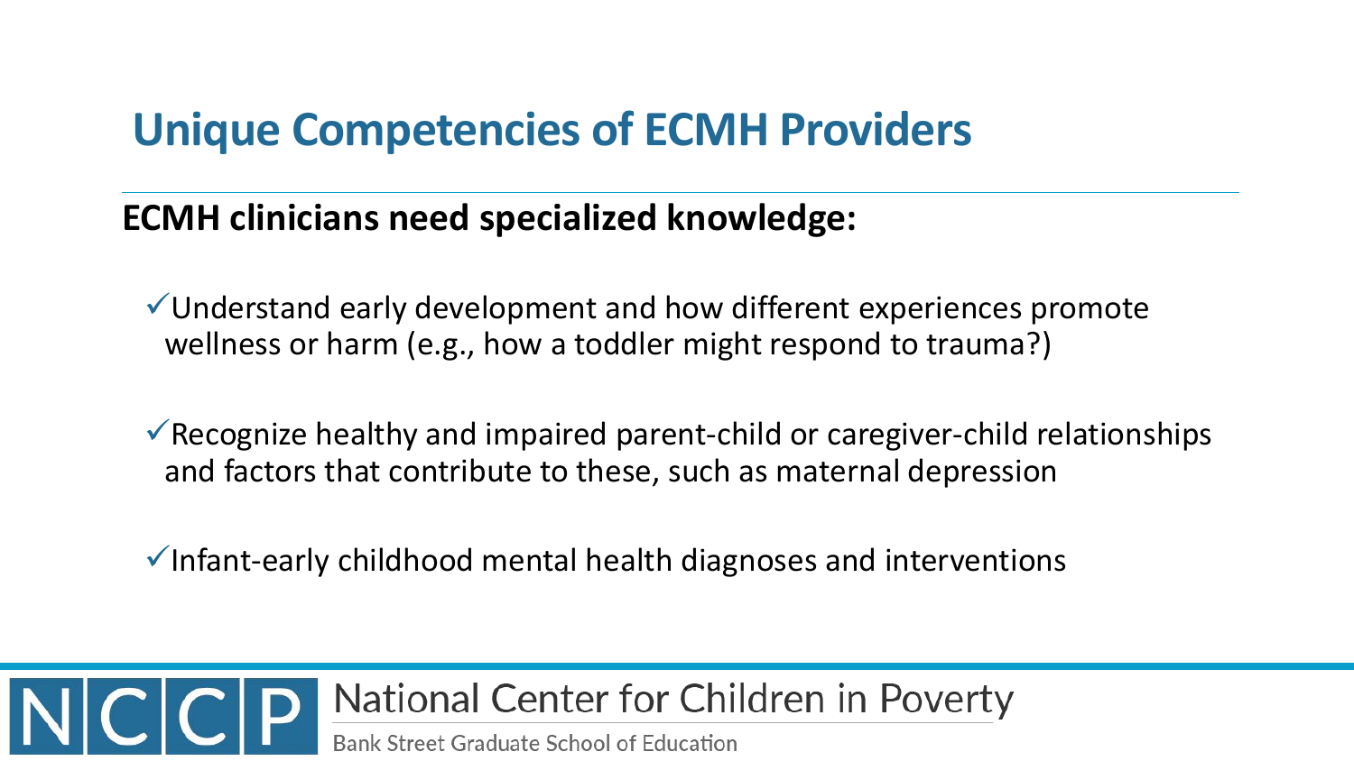## Unique Competencies of ECMH Providers

**ECMH clinicians need specialized knowledge:**

- ✓ Understand early development and how different experiences promote wellness or harm (e.g., how a toddler might respond to trauma?)
- ✓ Recognize healthy and impaired parent-child or caregiver-child relationships and factors that contribute to these, such as maternal depression
- ✓ Infant-early childhood mental health diagnoses and interventions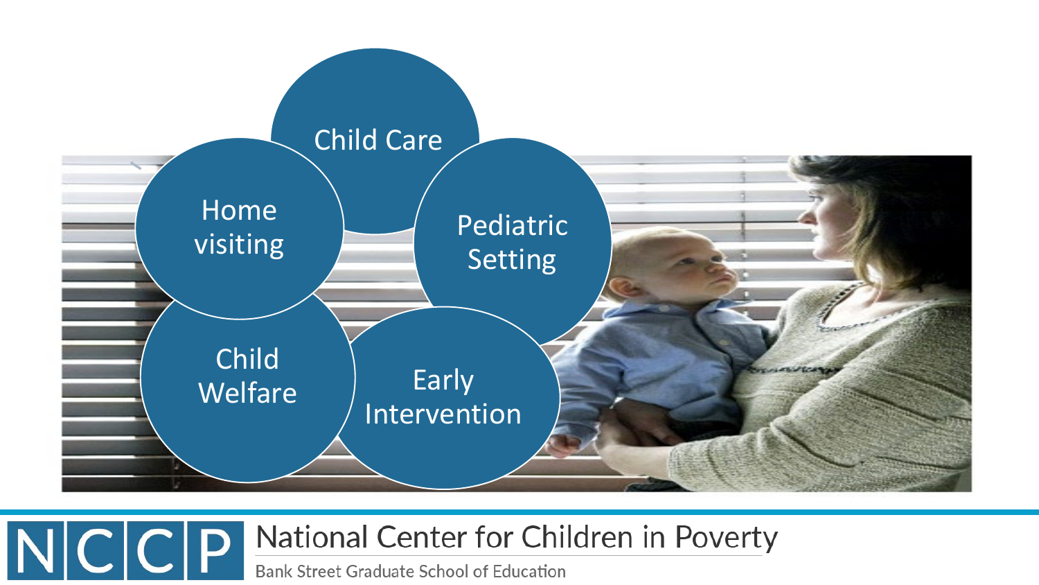- Child Care
- Home visiting
- Pediatric Setting
- Child Welfare
- Early Intervention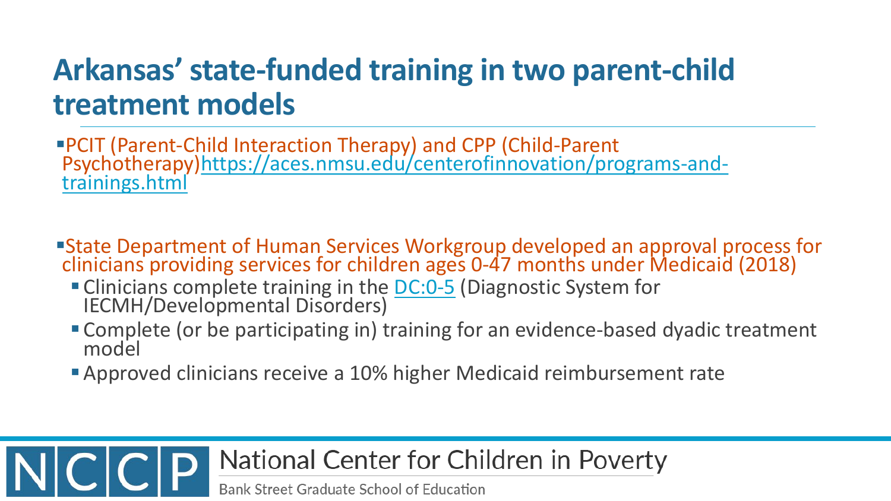# Arkansas' state-funded training in two parent-child treatment models

- PCIT (Parent-Child Interaction Therapy) and CPP (Child-Parent Psychotherapy)[https://aces.nmsu.edu/centerofinnovation/programs-and-trainings.html](https://aces.nmsu.edu/centerofinnovation/programs-and-trainings.html)

- State Department of Human Services Workgroup developed an approval process for clinicians providing services for children ages 0-47 months under Medicaid (2018)
  - Clinicians complete training in the DC:0-5 (Diagnostic System for IECMH/Developmental Disorders)
  - Complete (or be participating in) training for an evidence-based dyadic treatment model
  - Approved clinicians receive a 10% higher Medicaid reimbursement rate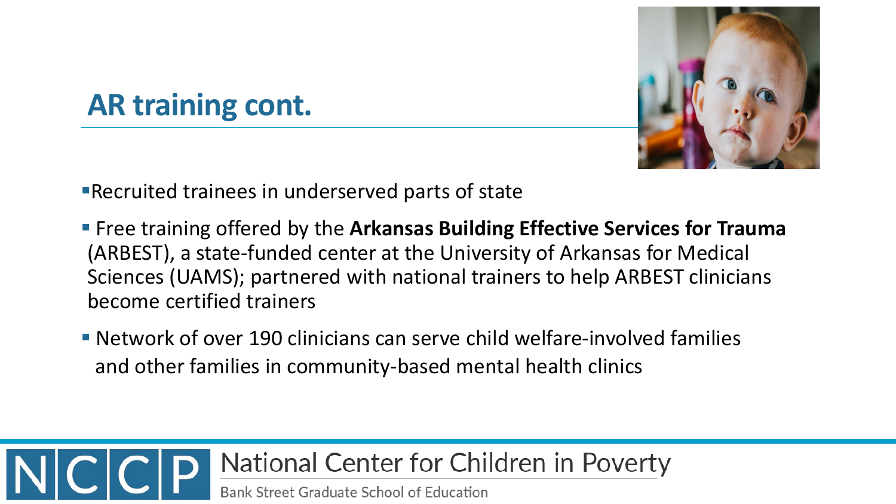# AR training cont.

- Recruited trainees in underserved parts of state
- Free training offered by the **Arkansas Building Effective Services for Trauma** (ARBEST), a state-funded center at the University of Arkansas for Medical Sciences (UAMS); partnered with national trainers to help ARBEST clinicians become certified trainers
- Network of over 190 clinicians can serve child welfare-involved families and other families in community-based mental health clinics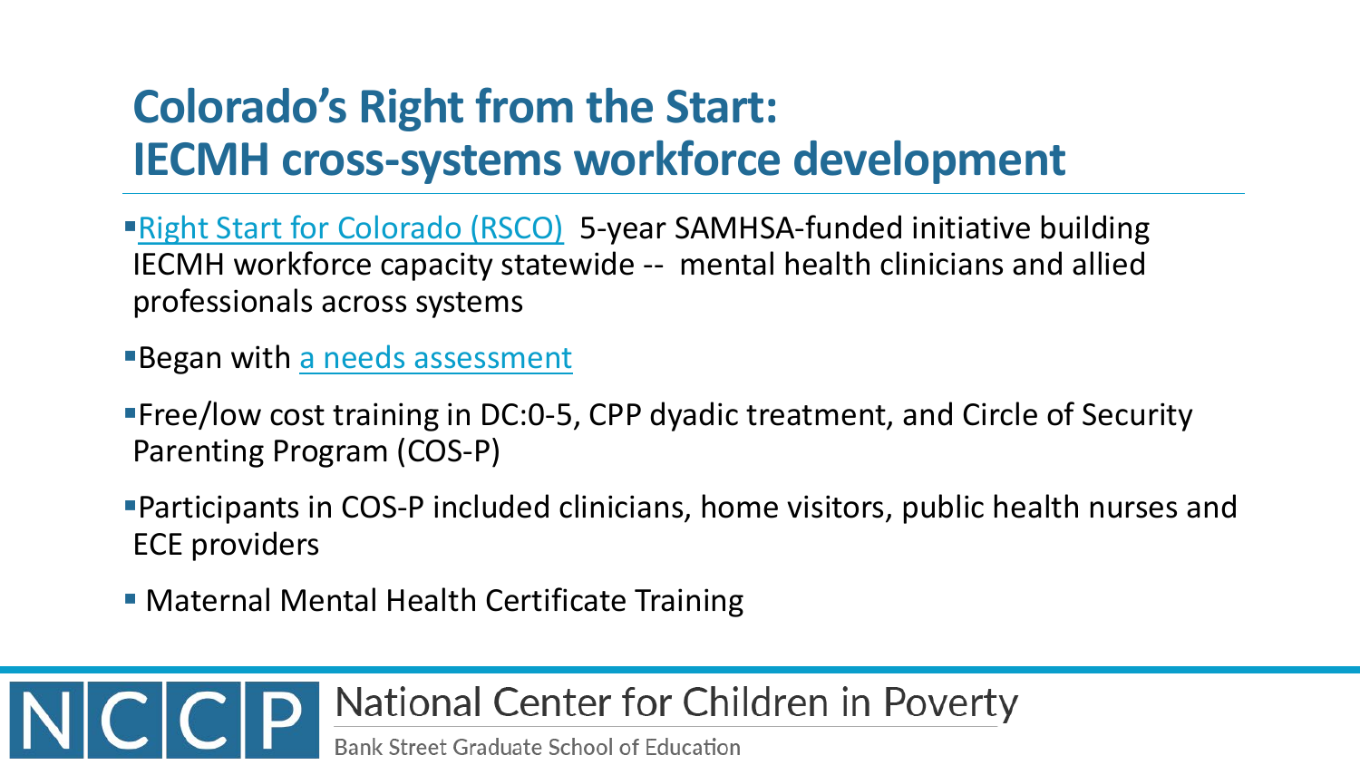# Colorado's Right from the Start: IECMH cross-systems workforce development

- Right Start for Colorado (RSCO) 5-year SAMHSA-funded initiative building IECMH workforce capacity statewide -- mental health clinicians and allied professionals across systems
- Began with a needs assessment
- Free/low cost training in DC:0-5, CPP dyadic treatment, and Circle of Security Parenting Program (COS-P)
- Participants in COS-P included clinicians, home visitors, public health nurses and ECE providers
- Maternal Mental Health Certificate Training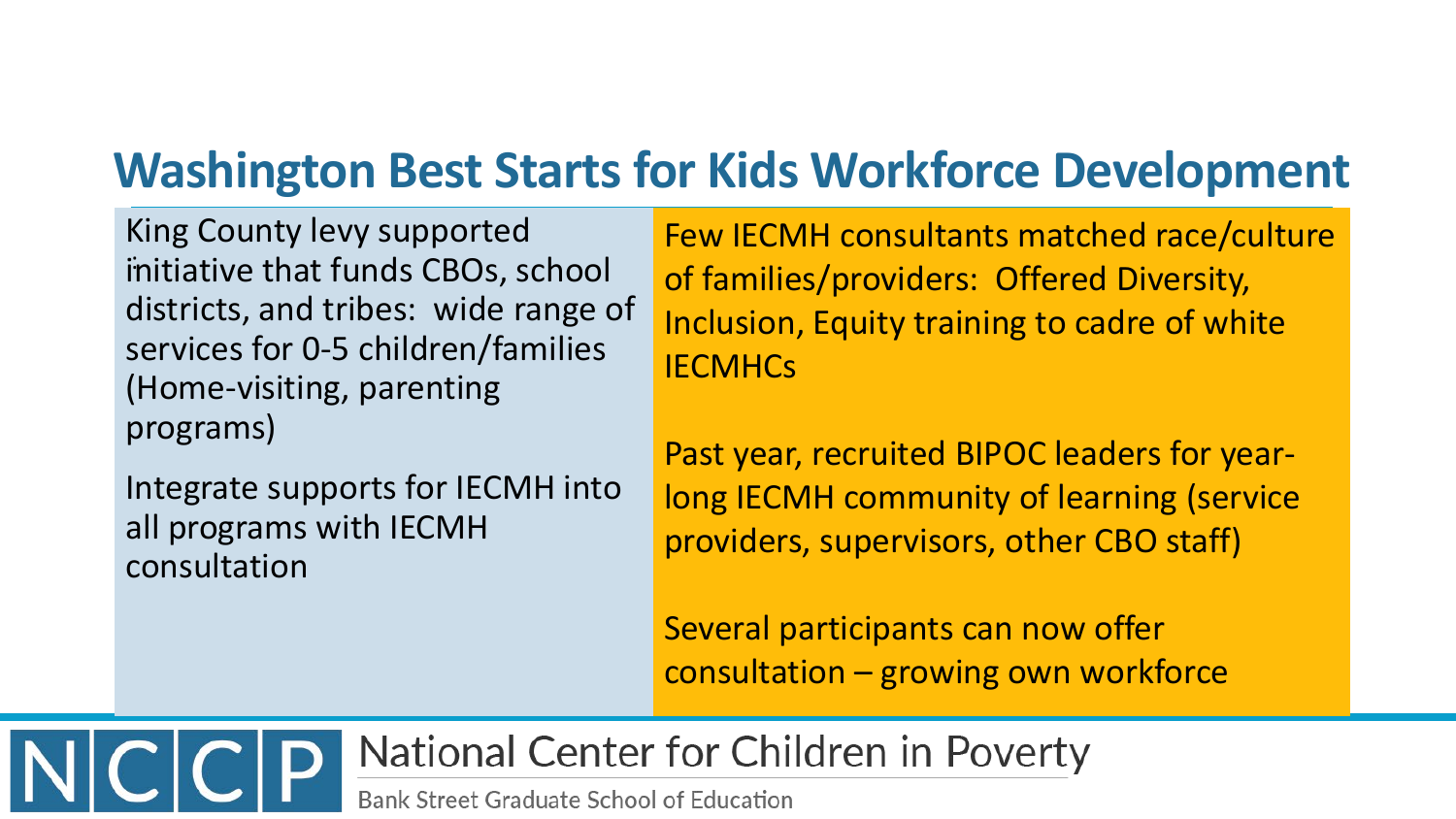# Washington Best Starts for Kids Workforce Development

King County levy supported initiative that funds CBOs, school districts, and tribes: wide range of services for 0-5 children/families (Home-visiting, parenting programs)

Integrate supports for IECMH into all programs with IECMH consultation

Few IECMH consultants matched race/culture of families/providers: Offered Diversity, Inclusion, Equity training to cadre of white IECMHCs

Past year, recruited BIPOC leaders for year-long IECMH community of learning (service providers, supervisors, other CBO staff)

Several participants can now offer consultation – growing own workforce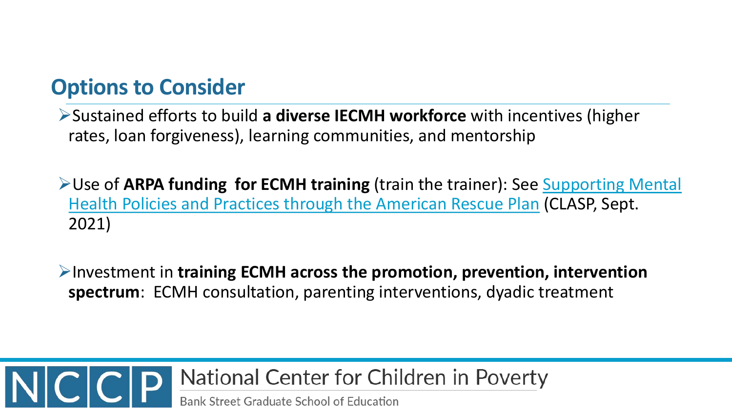## Options to Consider

- Sustained efforts to build **a diverse IECMH workforce** with incentives (higher rates, loan forgiveness), learning communities, and mentorship

- Use of **ARPA funding for ECMH training** (train the trainer): See Supporting Mental Health Policies and Practices through the American Rescue Plan (CLASP, Sept. 2021)

- Investment in **training ECMH across the promotion, prevention, intervention spectrum**: ECMH consultation, parenting interventions, dyadic treatment

NCCP National Center for Children in Poverty

Bank Street Graduate School of Education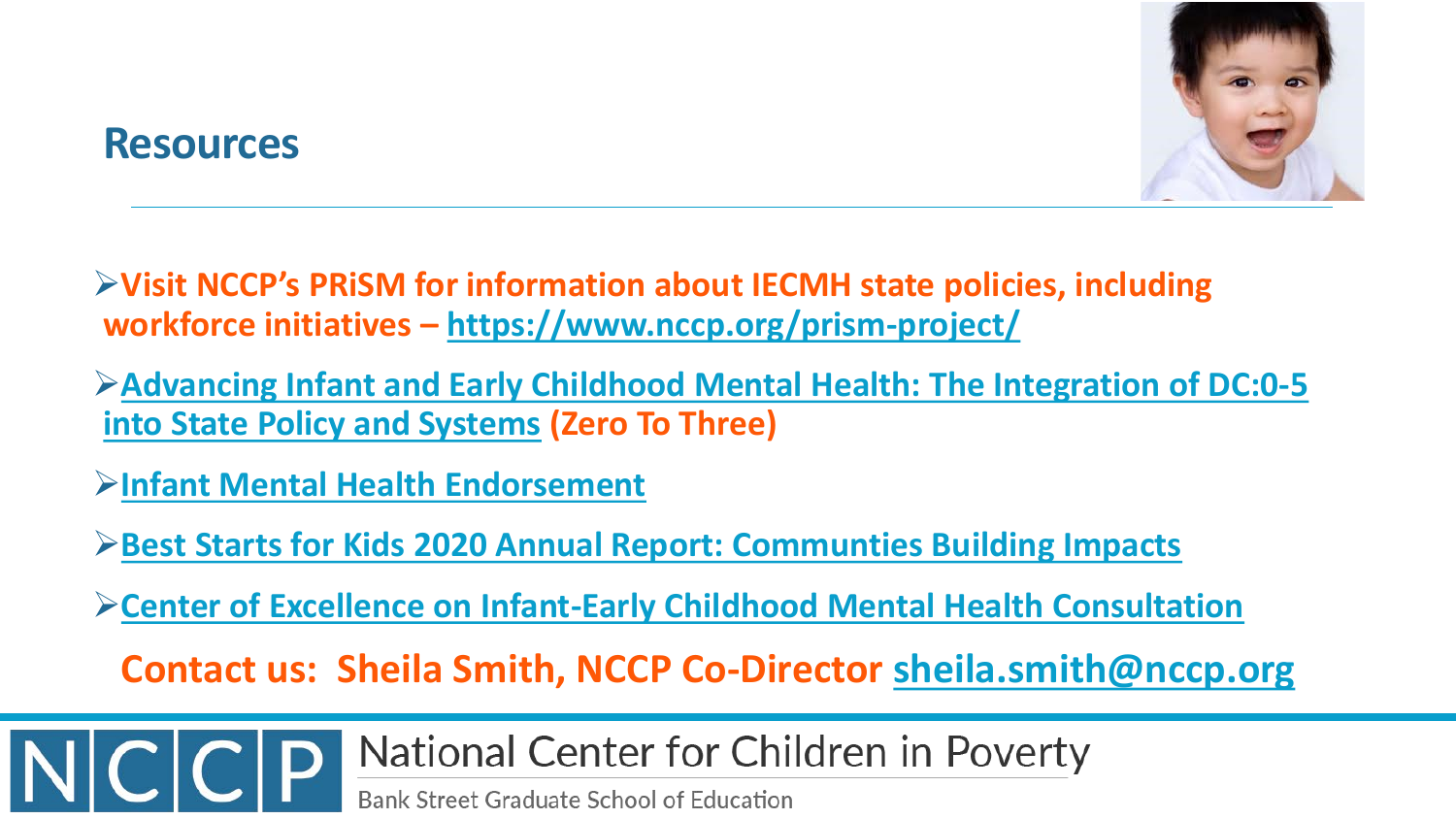## Resources

- Visit NCCP's PRiSM for information about IECMH state policies, including workforce initiatives – https://www.nccp.org/prism-project/
- Advancing Infant and Early Childhood Mental Health: The Integration of DC:0-5 into State Policy and Systems (Zero To Three)
- Infant Mental Health Endorsement
- Best Starts for Kids 2020 Annual Report: Communties Building Impacts
- Center of Excellence on Infant-Early Childhood Mental Health Consultation

**Contact us: Sheila Smith, NCCP Co-Director sheila.smith@nccp.org**

NCCP National Center for Children in Poverty
Bank Street Graduate School of Education